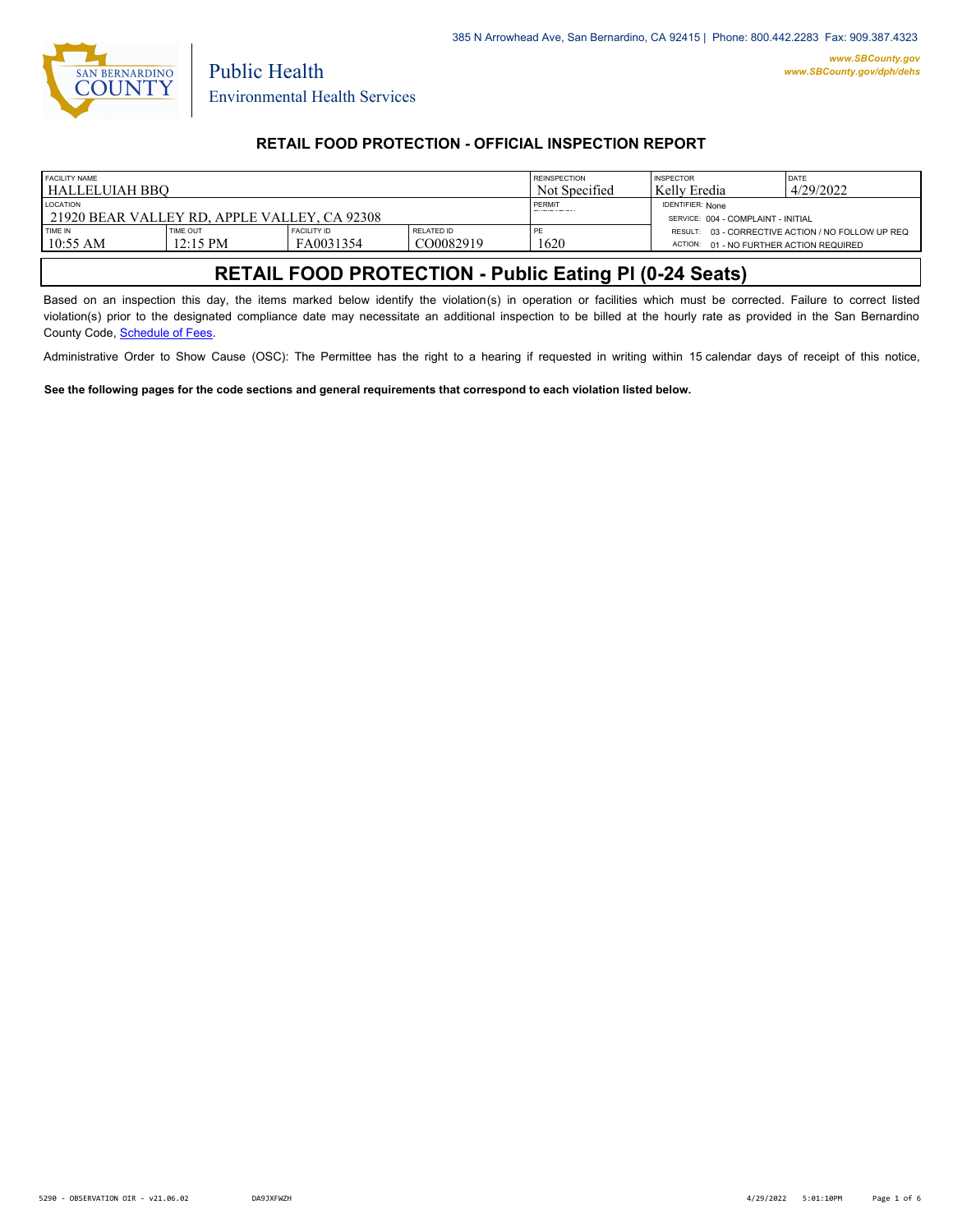385 N Arrowhead Ave, San Bernardino, CA 92415 | Phone: 800.442.2283 Fax: 909.387.4323

*www.SBCounty.gov*
*www.SBCounty.gov/dph/dehs*

Public Health
Environmental Health Services

## RETAIL FOOD PROTECTION - OFFICIAL INSPECTION REPORT

| FACILITY NAME | | | | REINSPECTION | INSPECTOR | DATE |
|---|---|---|---|---|---|---|
| HALLELUIAH BBQ | | | | Not Specified | Kelly Eredia | 4/29/2022 |
| LOCATION | | | | PERMIT EXPIRATION | IDENTIFIER: None | |
| 21920 BEAR VALLEY RD, APPLE VALLEY, CA 92308 | | | | | SERVICE: 004 - COMPLAINT - INITIAL | |
| TIME IN | TIME OUT | FACILITY ID | RELATED ID | PE | RESULT: 03 - CORRECTIVE ACTION / NO FOLLOW UP REQ | |
| 10:55 AM | 12:15 PM | FA0031354 | CO0082919 | 1620 | ACTION: 01 - NO FURTHER ACTION REQUIRED | |

# RETAIL FOOD PROTECTION - Public Eating Pl (0-24 Seats)

Based on an inspection this day, the items marked below identify the violation(s) in operation or facilities which must be corrected. Failure to correct listed violation(s) prior to the designated compliance date may necessitate an additional inspection to be billed at the hourly rate as provided in the San Bernardino County Code, Schedule of Fees.

Administrative Order to Show Cause (OSC): The Permittee has the right to a hearing if requested in writing within 15 calendar days of receipt of this notice,

**See the following pages for the code sections and general requirements that correspond to each violation listed below.**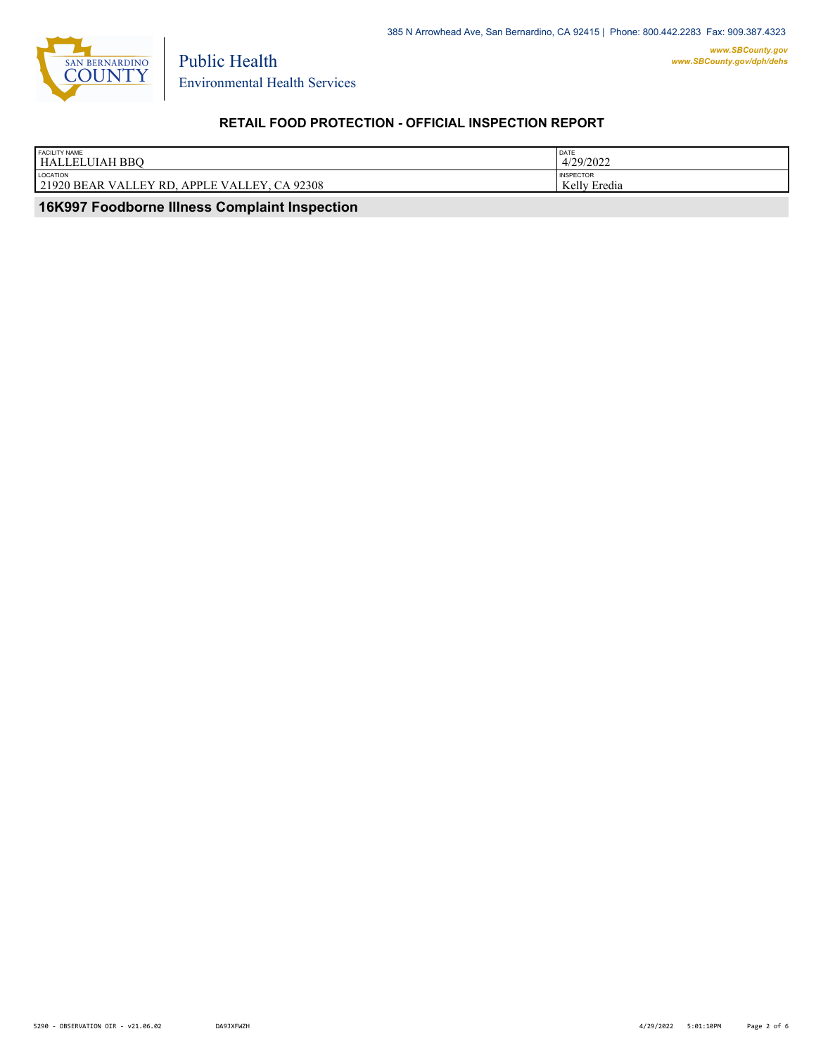# RETAIL FOOD PROTECTION - OFFICIAL INSPECTION REPORT

| FACILITY NAME | DATE |
| --- | --- |
| HALLELUIAH BBQ | 4/29/2022 |
| **LOCATION** | **INSPECTOR** |
| 21920 BEAR VALLEY RD, APPLE VALLEY, CA 92308 | Kelly Eredia |

## 16K997 Foodborne Illness Complaint Inspection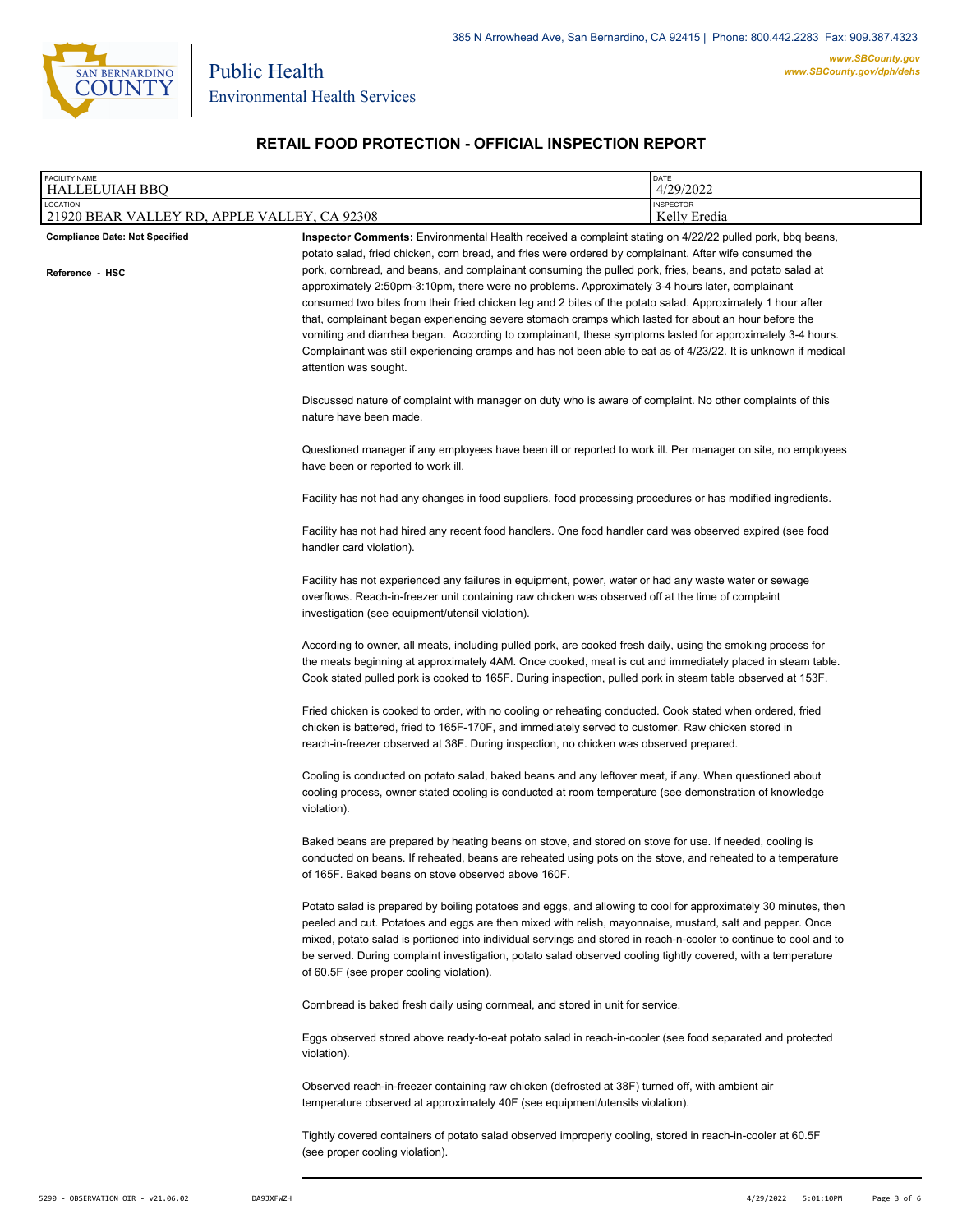Public Health
Environmental Health Services

385 N Arrowhead Ave, San Bernardino, CA 92415 | Phone: 800.442.2283 Fax: 909.387.4323
www.SBCounty.gov
www.SBCounty.gov/dph/dehs

# RETAIL FOOD PROTECTION - OFFICIAL INSPECTION REPORT

| FACILITY NAME | DATE |
| --- | --- |
| HALLELUIAH BBQ | 4/29/2022 |
| **LOCATION** | **INSPECTOR** |
| 21920 BEAR VALLEY RD, APPLE VALLEY, CA 92308 | Kelly Eredia |

**Compliance Date: Not Specified**

**Reference - HSC**

**Inspector Comments:** Environmental Health received a complaint stating on 4/22/22 pulled pork, bbq beans, potato salad, fried chicken, corn bread, and fries were ordered by complainant. After wife consumed the pork, cornbread, and beans, and complainant consuming the pulled pork, fries, beans, and potato salad at approximately 2:50pm-3:10pm, there were no problems. Approximately 3-4 hours later, complainant consumed two bites from their fried chicken leg and 2 bites of the potato salad. Approximately 1 hour after that, complainant began experiencing severe stomach cramps which lasted for about an hour before the vomiting and diarrhea began. According to complainant, these symptoms lasted for approximately 3-4 hours. Complainant was still experiencing cramps and has not been able to eat as of 4/23/22. It is unknown if medical attention was sought.

Discussed nature of complaint with manager on duty who is aware of complaint. No other complaints of this nature have been made.

Questioned manager if any employees have been ill or reported to work ill. Per manager on site, no employees have been or reported to work ill.

Facility has not had any changes in food suppliers, food processing procedures or has modified ingredients.

Facility has not had hired any recent food handlers. One food handler card was observed expired (see food handler card violation).

Facility has not experienced any failures in equipment, power, water or had any waste water or sewage overflows. Reach-in-freezer unit containing raw chicken was observed off at the time of complaint investigation (see equipment/utensil violation).

According to owner, all meats, including pulled pork, are cooked fresh daily, using the smoking process for the meats beginning at approximately 4AM. Once cooked, meat is cut and immediately placed in steam table. Cook stated pulled pork is cooked to 165F. During inspection, pulled pork in steam table observed at 153F.

Fried chicken is cooked to order, with no cooling or reheating conducted. Cook stated when ordered, fried chicken is battered, fried to 165F-170F, and immediately served to customer. Raw chicken stored in reach-in-freezer observed at 38F. During inspection, no chicken was observed prepared.

Cooling is conducted on potato salad, baked beans and any leftover meat, if any. When questioned about cooling process, owner stated cooling is conducted at room temperature (see demonstration of knowledge violation).

Baked beans are prepared by heating beans on stove, and stored on stove for use. If needed, cooling is conducted on beans. If reheated, beans are reheated using pots on the stove, and reheated to a temperature of 165F. Baked beans on stove observed above 160F.

Potato salad is prepared by boiling potatoes and eggs, and allowing to cool for approximately 30 minutes, then peeled and cut. Potatoes and eggs are then mixed with relish, mayonnaise, mustard, salt and pepper. Once mixed, potato salad is portioned into individual servings and stored in reach-n-cooler to continue to cool and to be served. During complaint investigation, potato salad observed cooling tightly covered, with a temperature of 60.5F (see proper cooling violation).

Cornbread is baked fresh daily using cornmeal, and stored in unit for service.

Eggs observed stored above ready-to-eat potato salad in reach-in-cooler (see food separated and protected violation).

Observed reach-in-freezer containing raw chicken (defrosted at 38F) turned off, with ambient air temperature observed at approximately 40F (see equipment/utensils violation).

Tightly covered containers of potato salad observed improperly cooling, stored in reach-in-cooler at 60.5F (see proper cooling violation).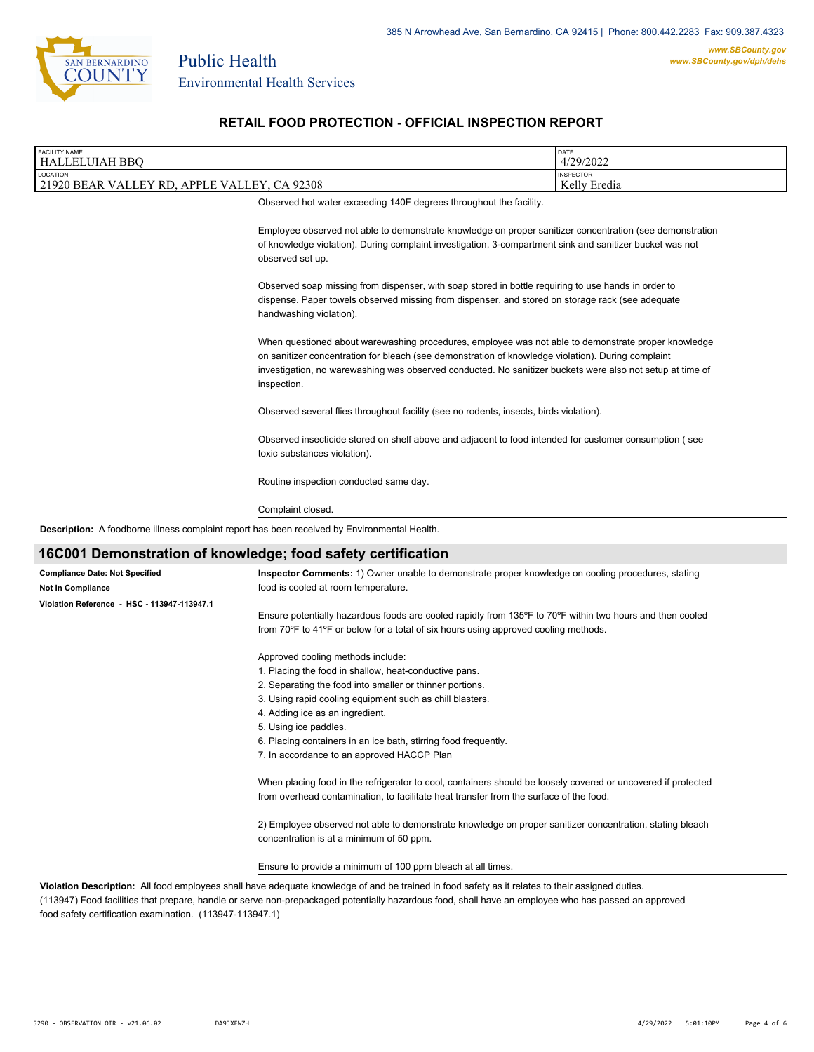# RETAIL FOOD PROTECTION - OFFICIAL INSPECTION REPORT

| FACILITY NAME | DATE |
|---|---|
| HALLELUIAH BBQ | 4/29/2022 |
| **LOCATION** | **INSPECTOR** |
| 21920 BEAR VALLEY RD, APPLE VALLEY, CA 92308 | Kelly Eredia |

Observed hot water exceeding 140F degrees throughout the facility.

Employee observed not able to demonstrate knowledge on proper sanitizer concentration (see demonstration of knowledge violation). During complaint investigation, 3-compartment sink and sanitizer bucket was not observed set up.

Observed soap missing from dispenser, with soap stored in bottle requiring to use hands in order to dispense. Paper towels observed missing from dispenser, and stored on storage rack (see adequate handwashing violation).

When questioned about warewashing procedures, employee was not able to demonstrate proper knowledge on sanitizer concentration for bleach (see demonstration of knowledge violation). During complaint investigation, no warewashing was observed conducted. No sanitizer buckets were also not setup at time of inspection.

Observed several flies throughout facility (see no rodents, insects, birds violation).

Observed insecticide stored on shelf above and adjacent to food intended for customer consumption ( see toxic substances violation).

Routine inspection conducted same day.

Complaint closed.

**Description:** A foodborne illness complaint report has been received by Environmental Health.

## 16C001 Demonstration of knowledge; food safety certification

**Compliance Date: Not Specified**
**Not In Compliance**
**Violation Reference - HSC - 113947-113947.1**

**Inspector Comments:** 1) Owner unable to demonstrate proper knowledge on cooling procedures, stating food is cooled at room temperature.

Ensure potentially hazardous foods are cooled rapidly from 135ºF to 70ºF within two hours and then cooled from 70ºF to 41ºF or below for a total of six hours using approved cooling methods.

Approved cooling methods include:
1. Placing the food in shallow, heat-conductive pans.
2. Separating the food into smaller or thinner portions.
3. Using rapid cooling equipment such as chill blasters.
4. Adding ice as an ingredient.
5. Using ice paddles.
6. Placing containers in an ice bath, stirring food frequently.
7. In accordance to an approved HACCP Plan

When placing food in the refrigerator to cool, containers should be loosely covered or uncovered if protected from overhead contamination, to facilitate heat transfer from the surface of the food.

2) Employee observed not able to demonstrate knowledge on proper sanitizer concentration, stating bleach concentration is at a minimum of 50 ppm.

Ensure to provide a minimum of 100 ppm bleach at all times.

**Violation Description:** All food employees shall have adequate knowledge of and be trained in food safety as it relates to their assigned duties. (113947) Food facilities that prepare, handle or serve non-prepackaged potentially hazardous food, shall have an employee who has passed an approved food safety certification examination. (113947-113947.1)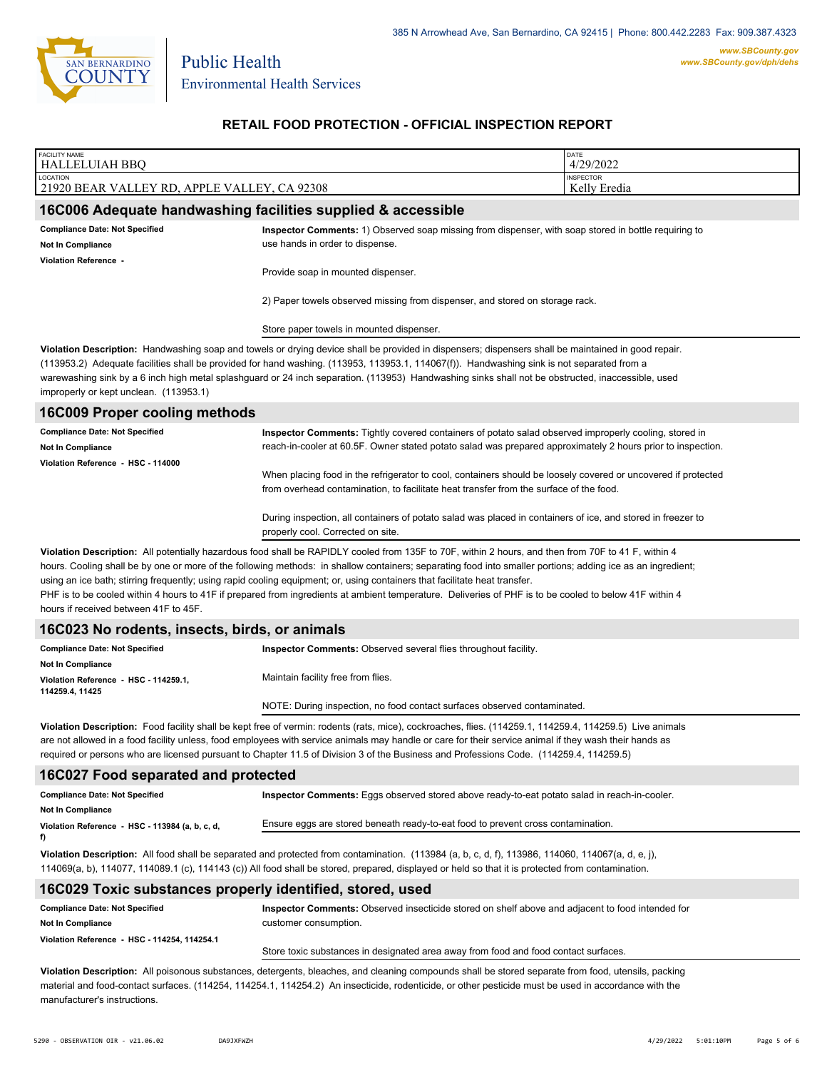385 N Arrowhead Ave, San Bernardino, CA 92415 | Phone: 800.442.2283 Fax: 909.387.4323

www.SBCounty.gov
www.SBCounty.gov/dph/dehs

SAN BERNARDINO COUNTY

Public Health
Environmental Health Services

## RETAIL FOOD PROTECTION - OFFICIAL INSPECTION REPORT

| FACILITY NAME | DATE |
|---|---|
| HALLELUIAH BBQ | 4/29/2022 |
| **LOCATION** | **INSPECTOR** |
| 21920 BEAR VALLEY RD, APPLE VALLEY, CA 92308 | Kelly Eredia |

### 16C006 Adequate handwashing facilities supplied & accessible

**Compliance Date: Not Specified**
**Not In Compliance**
**Violation Reference -**

**Inspector Comments:** 1) Observed soap missing from dispenser, with soap stored in bottle requiring to use hands in order to dispense.

Provide soap in mounted dispenser.

2) Paper towels observed missing from dispenser, and stored on storage rack.

Store paper towels in mounted dispenser.

**Violation Description:** Handwashing soap and towels or drying device shall be provided in dispensers; dispensers shall be maintained in good repair. (113953.2) Adequate facilities shall be provided for hand washing. (113953, 113953.1, 114067(f)). Handwashing sink is not separated from a warewashing sink by a 6 inch high metal splashguard or 24 inch separation. (113953) Handwashing sinks shall not be obstructed, inaccessible, used improperly or kept unclean. (113953.1)

### 16C009 Proper cooling methods

**Compliance Date: Not Specified**
**Not In Compliance**
**Violation Reference - HSC - 114000**

**Inspector Comments:** Tightly covered containers of potato salad observed improperly cooling, stored in reach-in-cooler at 60.5F. Owner stated potato salad was prepared approximately 2 hours prior to inspection.

When placing food in the refrigerator to cool, containers should be loosely covered or uncovered if protected from overhead contamination, to facilitate heat transfer from the surface of the food.

During inspection, all containers of potato salad was placed in containers of ice, and stored in freezer to properly cool. Corrected on site.

**Violation Description:** All potentially hazardous food shall be RAPIDLY cooled from 135F to 70F, within 2 hours, and then from 70F to 41 F, within 4 hours. Cooling shall be by one or more of the following methods: in shallow containers; separating food into smaller portions; adding ice as an ingredient; using an ice bath; stirring frequently; using rapid cooling equipment; or, using containers that facilitate heat transfer.
PHF is to be cooled within 4 hours to 41F if prepared from ingredients at ambient temperature. Deliveries of PHF is to be cooled to below 41F within 4 hours if received between 41F to 45F.

### 16C023 No rodents, insects, birds, or animals

**Compliance Date: Not Specified**
**Not In Compliance**
**Violation Reference - HSC - 114259.1, 114259.4, 11425**

**Inspector Comments:** Observed several flies throughout facility.

Maintain facility free from flies.

NOTE: During inspection, no food contact surfaces observed contaminated.

**Violation Description:** Food facility shall be kept free of vermin: rodents (rats, mice), cockroaches, flies. (114259.1, 114259.4, 114259.5) Live animals are not allowed in a food facility unless, food employees with service animals may handle or care for their service animal if they wash their hands as required or persons who are licensed pursuant to Chapter 11.5 of Division 3 of the Business and Professions Code. (114259.4, 114259.5)

### 16C027 Food separated and protected

**Compliance Date: Not Specified**
**Not In Compliance**
**Violation Reference - HSC - 113984 (a, b, c, d, f)**

**Inspector Comments:** Eggs observed stored above ready-to-eat potato salad in reach-in-cooler.

Ensure eggs are stored beneath ready-to-eat food to prevent cross contamination.

**Violation Description:** All food shall be separated and protected from contamination. (113984 (a, b, c, d, f), 113986, 114060, 114067(a, d, e, j), 114069(a, b), 114077, 114089.1 (c), 114143 (c)) All food shall be stored, prepared, displayed or held so that it is protected from contamination.

### 16C029 Toxic substances properly identified, stored, used

**Compliance Date: Not Specified**
**Not In Compliance**
**Violation Reference - HSC - 114254, 114254.1**

**Inspector Comments:** Observed insecticide stored on shelf above and adjacent to food intended for customer consumption.

Store toxic substances in designated area away from food and food contact surfaces.

**Violation Description:** All poisonous substances, detergents, bleaches, and cleaning compounds shall be stored separate from food, utensils, packing material and food-contact surfaces. (114254, 114254.1, 114254.2) An insecticide, rodenticide, or other pesticide must be used in accordance with the manufacturer's instructions.

5290 - OBSERVATION OIR - v21.06.02 DA9JXFWZH 4/29/2022 5:01:10PM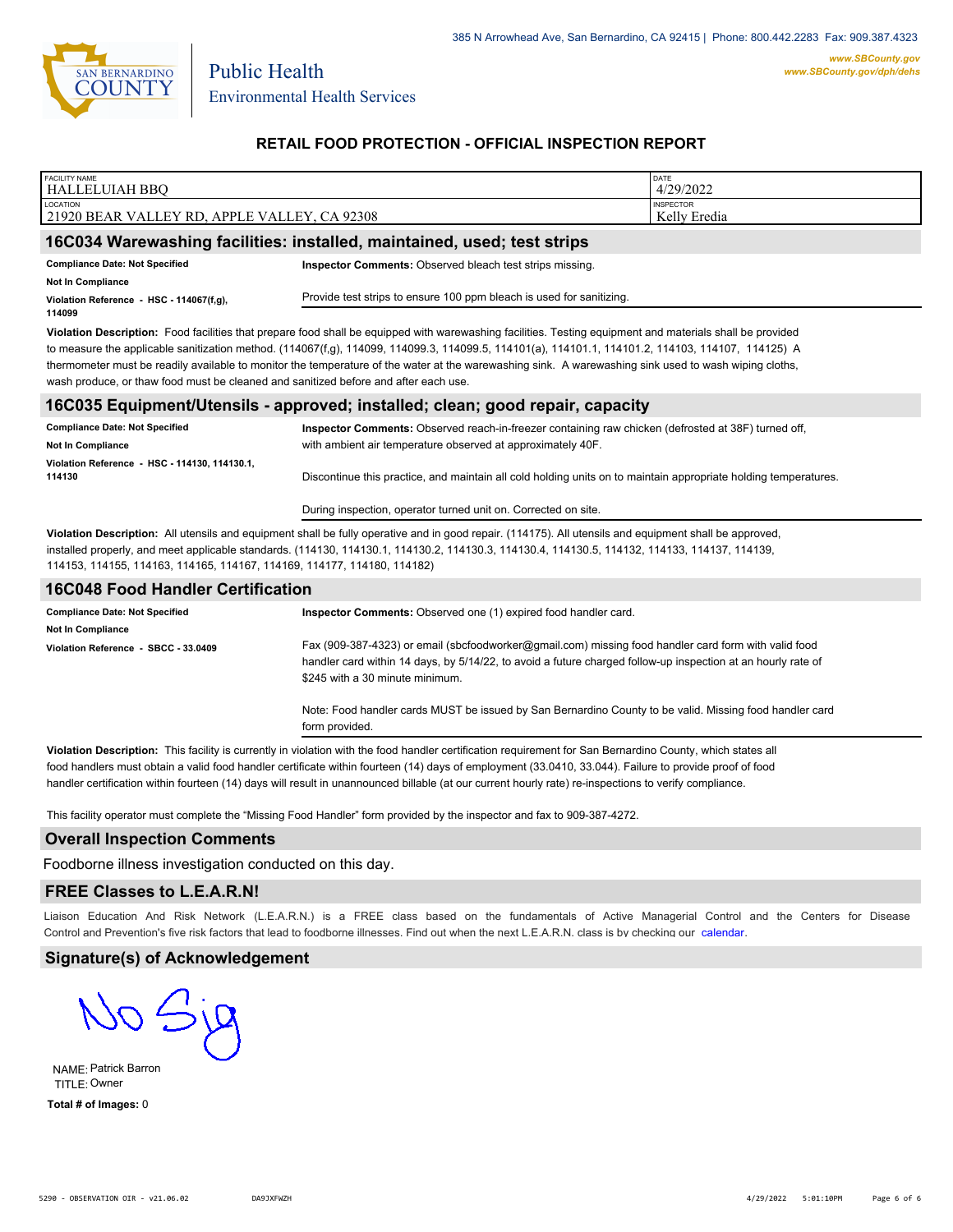385 N Arrowhead Ave, San Bernardino, CA 92415 | Phone: 800.442.2283 Fax: 909.387.4323

www.SBCounty.gov
www.SBCounty.gov/dph/dehs

SAN BERNARDINO COUNTY

Public Health
Environmental Health Services

## RETAIL FOOD PROTECTION - OFFICIAL INSPECTION REPORT

| | |
|---|---|
| FACILITY NAME<br>HALLELUIAH BBQ | DATE<br>4/29/2022 |
| LOCATION<br>21920 BEAR VALLEY RD, APPLE VALLEY, CA 92308 | INSPECTOR<br>Kelly Eredia |

### 16C034 Warewashing facilities: installed, maintained, used; test strips

**Compliance Date: Not Specified**
**Not In Compliance**
**Violation Reference - HSC - 114067(f,g), 114099**

**Inspector Comments:** Observed bleach test strips missing.

Provide test strips to ensure 100 ppm bleach is used for sanitizing.

**Violation Description:** Food facilities that prepare food shall be equipped with warewashing facilities. Testing equipment and materials shall be provided to measure the applicable sanitization method. (114067(f,g), 114099, 114099.3, 114099.5, 114101(a), 114101.1, 114101.2, 114103, 114107, 114125) A thermometer must be readily available to monitor the temperature of the water at the warewashing sink. A warewashing sink used to wash wiping cloths, wash produce, or thaw food must be cleaned and sanitized before and after each use.

### 16C035 Equipment/Utensils - approved; installed; clean; good repair, capacity

**Compliance Date: Not Specified**
**Not In Compliance**
**Violation Reference - HSC - 114130, 114130.1, 114130**

**Inspector Comments:** Observed reach-in-freezer containing raw chicken (defrosted at 38F) turned off, with ambient air temperature observed at approximately 40F.

Discontinue this practice, and maintain all cold holding units on to maintain appropriate holding temperatures.

During inspection, operator turned unit on. Corrected on site.

**Violation Description:** All utensils and equipment shall be fully operative and in good repair. (114175). All utensils and equipment shall be approved, installed properly, and meet applicable standards. (114130, 114130.1, 114130.2, 114130.3, 114130.4, 114130.5, 114132, 114133, 114137, 114139, 114153, 114155, 114163, 114165, 114167, 114169, 114177, 114180, 114182)

### 16C048 Food Handler Certification

**Compliance Date: Not Specified**
**Not In Compliance**
**Violation Reference - SBCC - 33.0409**

**Inspector Comments:** Observed one (1) expired food handler card.

Fax (909-387-4323) or email (sbcfoodworker@gmail.com) missing food handler card form with valid food handler card within 14 days, by 5/14/22, to avoid a future charged follow-up inspection at an hourly rate of $245 with a 30 minute minimum.

Note: Food handler cards MUST be issued by San Bernardino County to be valid. Missing food handler card form provided.

**Violation Description:** This facility is currently in violation with the food handler certification requirement for San Bernardino County, which states all food handlers must obtain a valid food handler certificate within fourteen (14) days of employment (33.0410, 33.044). Failure to provide proof of food handler certification within fourteen (14) days will result in unannounced billable (at our current hourly rate) re-inspections to verify compliance.

This facility operator must complete the "Missing Food Handler" form provided by the inspector and fax to 909-387-4272.

### Overall Inspection Comments

Foodborne illness investigation conducted on this day.

### FREE Classes to L.E.A.R.N!

Liaison Education And Risk Network (L.E.A.R.N.) is a FREE class based on the fundamentals of Active Managerial Control and the Centers for Disease Control and Prevention's five risk factors that lead to foodborne illnesses. Find out when the next L.E.A.R.N. class is by checking our calendar.

### Signature(s) of Acknowledgement

No Sig

NAME: Patrick Barron
TITLE: Owner

**Total # of Images:** 0

5290 - OBSERVATION OIR - v21.06.02 DA9JXFWZH 4/29/2022 5:01:10PM